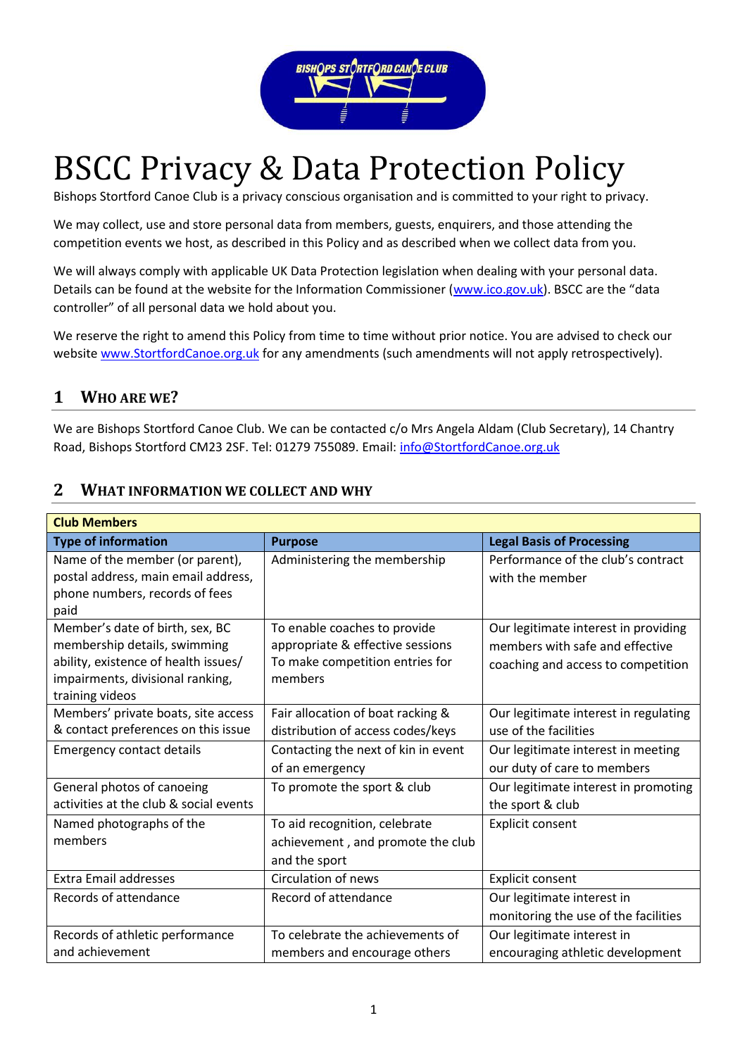# BSCC Privacy & Data Protection Policy

Bishops Stortford Canoe Club is a privacy conscious organisation and is committed to your right to privacy.

We may collect, use and store personal data from members, guests, enquirers, and those attending the competition events we host, as described in this Policy and as described when we collect data from you.

We will always comply with applicable UK Data Protection legislation when dealing with your personal data. Details can be found at the website for the Information Commissioner (www.ico.gov.uk). BSCC are the "data controller" of all personal data we hold about you.

We reserve the right to amend this Policy from time to time without prior notice. You are advised to check our website www.StortfordCanoe.org.uk for any amendments (such amendments will not apply retrospectively).

## 1 Who are we?

We are Bishops Stortford Canoe Club. We can be contacted c/o Mrs Angela Aldam (Club Secretary), 14 Chantry Road, Bishops Stortford CM23 2SF. Tel: 01279 755089. Email: info@StortfordCanoe.org.uk

## 2 What information we collect and why

| **Club Members** | | |
|---|---|---|
| **Type of information** | **Purpose** | **Legal Basis of Processing** |
| Name of the member (or parent), postal address, main email address, phone numbers, records of fees paid | Administering the membership | Performance of the club's contract with the member |
| Member's date of birth, sex, BC membership details, swimming ability, existence of health issues/ impairments, divisional ranking, training videos | To enable coaches to provide appropriate & effective sessions To make competition entries for members | Our legitimate interest in providing members with safe and effective coaching and access to competition |
| Members' private boats, site access & contact preferences on this issue | Fair allocation of boat racking & distribution of access codes/keys | Our legitimate interest in regulating use of the facilities |
| Emergency contact details | Contacting the next of kin in event of an emergency | Our legitimate interest in meeting our duty of care to members |
| General photos of canoeing activities at the club & social events | To promote the sport & club | Our legitimate interest in promoting the sport & club |
| Named photographs of the members | To aid recognition, celebrate achievement , and promote the club and the sport | Explicit consent |
| Extra Email addresses | Circulation of news | Explicit consent |
| Records of attendance | Record of attendance | Our legitimate interest in monitoring the use of the facilities |
| Records of athletic performance and achievement | To celebrate the achievements of members and encourage others | Our legitimate interest in encouraging athletic development |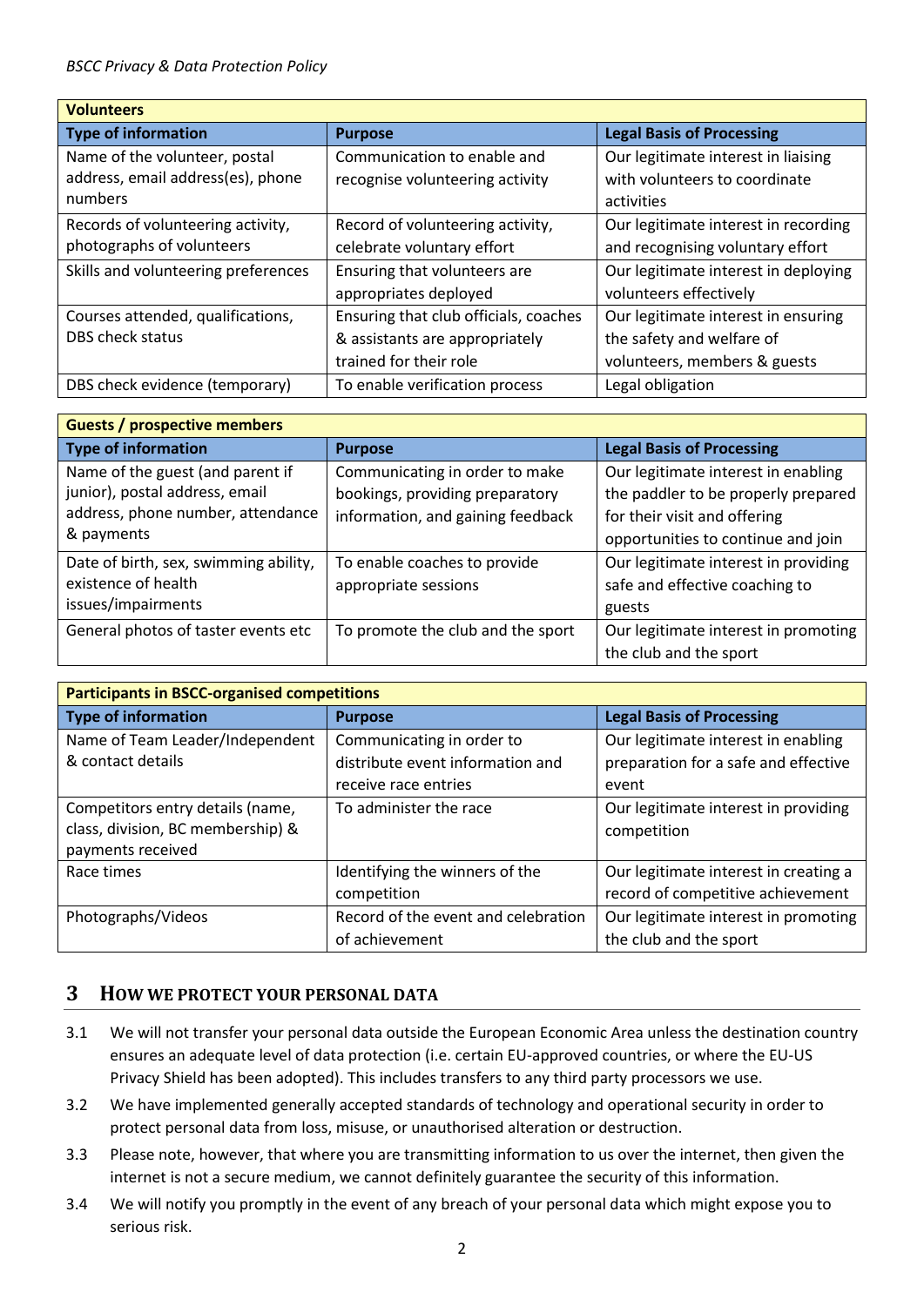| Volunteers | | |
|---|---|---|
| **Type of information** | **Purpose** | **Legal Basis of Processing** |
| Name of the volunteer, postal address, email address(es), phone numbers | Communication to enable and recognise volunteering activity | Our legitimate interest in liaising with volunteers to coordinate activities |
| Records of volunteering activity, photographs of volunteers | Record of volunteering activity, celebrate voluntary effort | Our legitimate interest in recording and recognising voluntary effort |
| Skills and volunteering preferences | Ensuring that volunteers are appropriates deployed | Our legitimate interest in deploying volunteers effectively |
| Courses attended, qualifications, DBS check status | Ensuring that club officials, coaches & assistants are appropriately trained for their role | Our legitimate interest in ensuring the safety and welfare of volunteers, members & guests |
| DBS check evidence (temporary) | To enable verification process | Legal obligation |

| Guests / prospective members | | |
|---|---|---|
| **Type of information** | **Purpose** | **Legal Basis of Processing** |
| Name of the guest (and parent if junior), postal address, email address, phone number, attendance & payments | Communicating in order to make bookings, providing preparatory information, and gaining feedback | Our legitimate interest in enabling the paddler to be properly prepared for their visit and offering opportunities to continue and join |
| Date of birth, sex, swimming ability, existence of health issues/impairments | To enable coaches to provide appropriate sessions | Our legitimate interest in providing safe and effective coaching to guests |
| General photos of taster events etc | To promote the club and the sport | Our legitimate interest in promoting the club and the sport |

| Participants in BSCC-organised competitions | | |
|---|---|---|
| **Type of information** | **Purpose** | **Legal Basis of Processing** |
| Name of Team Leader/Independent & contact details | Communicating in order to distribute event information and receive race entries | Our legitimate interest in enabling preparation for a safe and effective event |
| Competitors entry details (name, class, division, BC membership) & payments received | To administer the race | Our legitimate interest in providing competition |
| Race times | Identifying the winners of the competition | Our legitimate interest in creating a record of competitive achievement |
| Photographs/Videos | Record of the event and celebration of achievement | Our legitimate interest in promoting the club and the sport |

## 3 How we protect your personal data

3.1 We will not transfer your personal data outside the European Economic Area unless the destination country ensures an adequate level of data protection (i.e. certain EU-approved countries, or where the EU-US Privacy Shield has been adopted). This includes transfers to any third party processors we use.

3.2 We have implemented generally accepted standards of technology and operational security in order to protect personal data from loss, misuse, or unauthorised alteration or destruction.

3.3 Please note, however, that where you are transmitting information to us over the internet, then given the internet is not a secure medium, we cannot definitely guarantee the security of this information.

3.4 We will notify you promptly in the event of any breach of your personal data which might expose you to serious risk.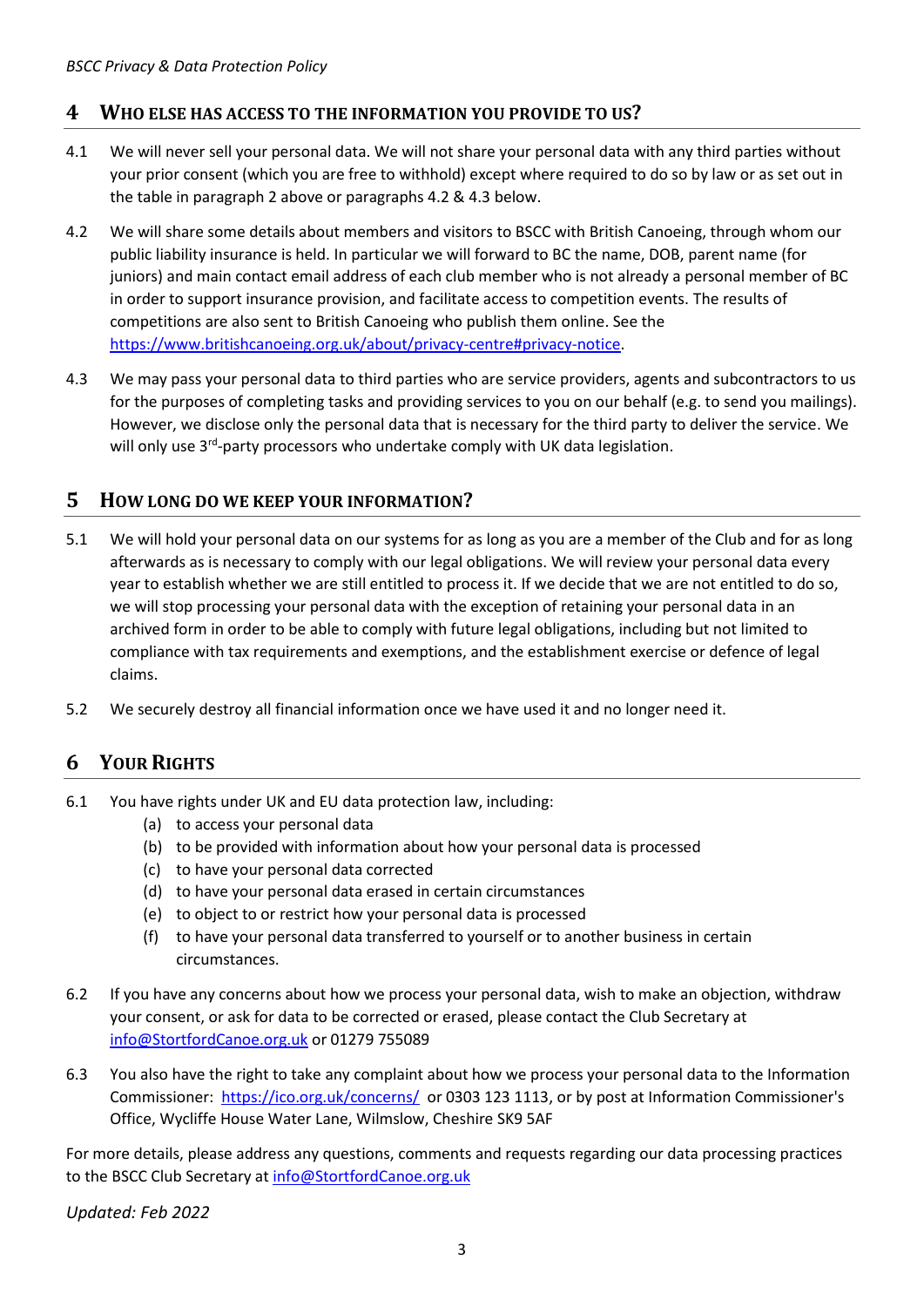## 4 WHO ELSE HAS ACCESS TO THE INFORMATION YOU PROVIDE TO US?

4.1 We will never sell your personal data. We will not share your personal data with any third parties without your prior consent (which you are free to withhold) except where required to do so by law or as set out in the table in paragraph 2 above or paragraphs 4.2 & 4.3 below.

4.2 We will share some details about members and visitors to BSCC with British Canoeing, through whom our public liability insurance is held. In particular we will forward to BC the name, DOB, parent name (for juniors) and main contact email address of each club member who is not already a personal member of BC in order to support insurance provision, and facilitate access to competition events. The results of competitions are also sent to British Canoeing who publish them online. See the [https://www.britishcanoeing.org.uk/about/privacy-centre#privacy-notice](https://www.britishcanoeing.org.uk/about/privacy-centre#privacy-notice).

4.3 We may pass your personal data to third parties who are service providers, agents and subcontractors to us for the purposes of completing tasks and providing services to you on our behalf (e.g. to send you mailings). However, we disclose only the personal data that is necessary for the third party to deliver the service. We will only use 3rd-party processors who undertake comply with UK data legislation.

## 5 HOW LONG DO WE KEEP YOUR INFORMATION?

5.1 We will hold your personal data on our systems for as long as you are a member of the Club and for as long afterwards as is necessary to comply with our legal obligations. We will review your personal data every year to establish whether we are still entitled to process it. If we decide that we are not entitled to do so, we will stop processing your personal data with the exception of retaining your personal data in an archived form in order to be able to comply with future legal obligations, including but not limited to compliance with tax requirements and exemptions, and the establishment exercise or defence of legal claims.

5.2 We securely destroy all financial information once we have used it and no longer need it.

## 6 YOUR RIGHTS

6.1 You have rights under UK and EU data protection law, including:

(a) to access your personal data
(b) to be provided with information about how your personal data is processed
(c) to have your personal data corrected
(d) to have your personal data erased in certain circumstances
(e) to object to or restrict how your personal data is processed
(f) to have your personal data transferred to yourself or to another business in certain circumstances.

6.2 If you have any concerns about how we process your personal data, wish to make an objection, withdraw your consent, or ask for data to be corrected or erased, please contact the Club Secretary at [info@StortfordCanoe.org.uk](mailto:info@StortfordCanoe.org.uk) or 01279 755089

6.3 You also have the right to take any complaint about how we process your personal data to the Information Commissioner: [https://ico.org.uk/concerns/](https://ico.org.uk/concerns/) or 0303 123 1113, or by post at Information Commissioner's Office, Wycliffe House Water Lane, Wilmslow, Cheshire SK9 5AF

For more details, please address any questions, comments and requests regarding our data processing practices to the BSCC Club Secretary at [info@StortfordCanoe.org.uk](mailto:info@StortfordCanoe.org.uk)

*Updated: Feb 2022*